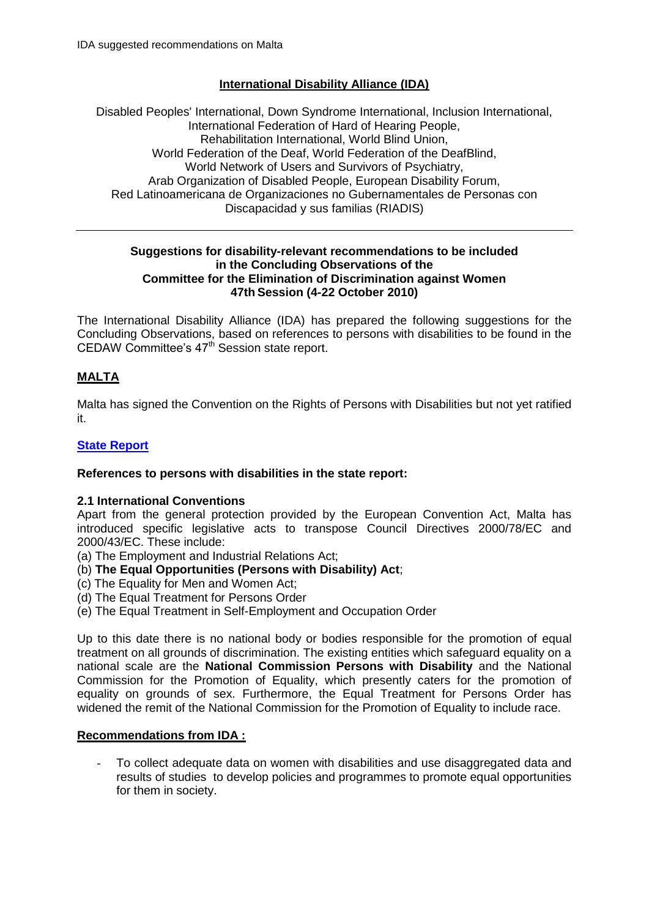## International Disability Alliance (IDA)

Disabled Peoples' International, Down Syndrome International, Inclusion International, International Federation of Hard of Hearing People, Rehabilitation International, World Blind Union, World Federation of the Deaf, World Federation of the DeafBlind, World Network of Users and Survivors of Psychiatry, Arab Organization of Disabled People, European Disability Forum, Red Latinoamericana de Organizaciones no Gubernamentales de Personas con Discapacidad y sus familias (RIADIS)

---

**Suggestions for disability-relevant recommendations to be included in the Concluding Observations of the Committee for the Elimination of Discrimination against Women 47th Session (4-22 October 2010)**

The International Disability Alliance (IDA) has prepared the following suggestions for the Concluding Observations, based on references to persons with disabilities to be found in the CEDAW Committee's 47th Session state report.

## MALTA

Malta has signed the Convention on the Rights of Persons with Disabilities but not yet ratified it.

### State Report

**References to persons with disabilities in the state report:**

**2.1 International Conventions**

Apart from the general protection provided by the European Convention Act, Malta has introduced specific legislative acts to transpose Council Directives 2000/78/EC and 2000/43/EC. These include:

(a) The Employment and Industrial Relations Act;
(b) **The Equal Opportunities (Persons with Disability) Act**;
(c) The Equality for Men and Women Act;
(d) The Equal Treatment for Persons Order
(e) The Equal Treatment in Self-Employment and Occupation Order

Up to this date there is no national body or bodies responsible for the promotion of equal treatment on all grounds of discrimination. The existing entities which safeguard equality on a national scale are the **National Commission Persons with Disability** and the National Commission for the Promotion of Equality, which presently caters for the promotion of equality on grounds of sex. Furthermore, the Equal Treatment for Persons Order has widened the remit of the National Commission for the Promotion of Equality to include race.

### Recommendations from IDA :

- To collect adequate data on women with disabilities and use disaggregated data and results of studies to develop policies and programmes to promote equal opportunities for them in society.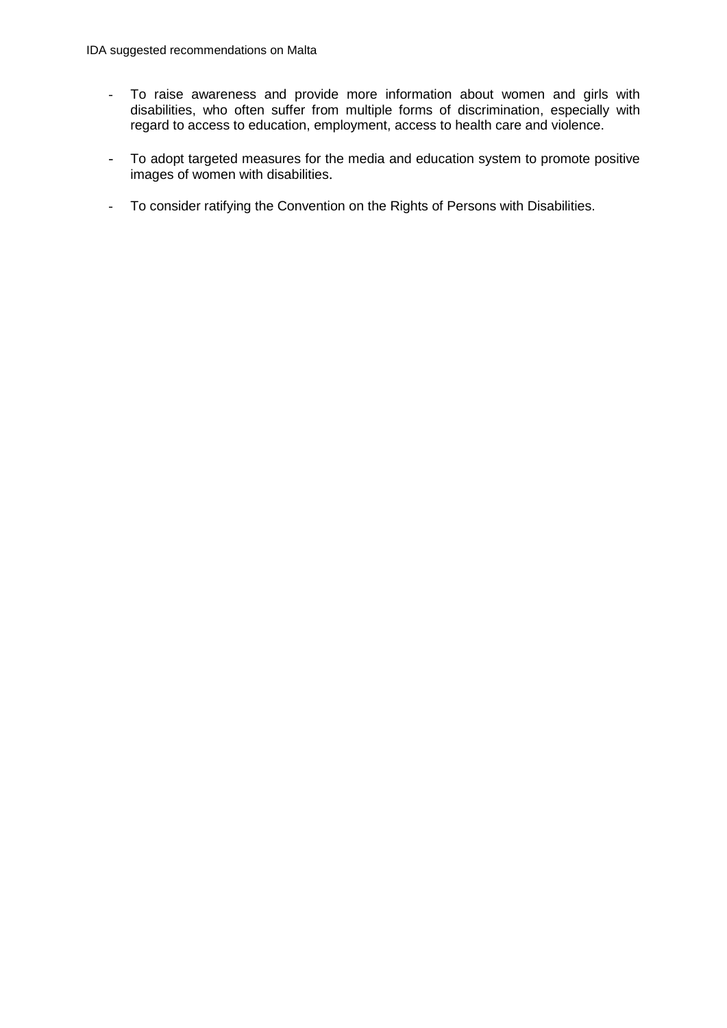- To raise awareness and provide more information about women and girls with disabilities, who often suffer from multiple forms of discrimination, especially with regard to access to education, employment, access to health care and violence.

- To adopt targeted measures for the media and education system to promote positive images of women with disabilities.

- To consider ratifying the Convention on the Rights of Persons with Disabilities.